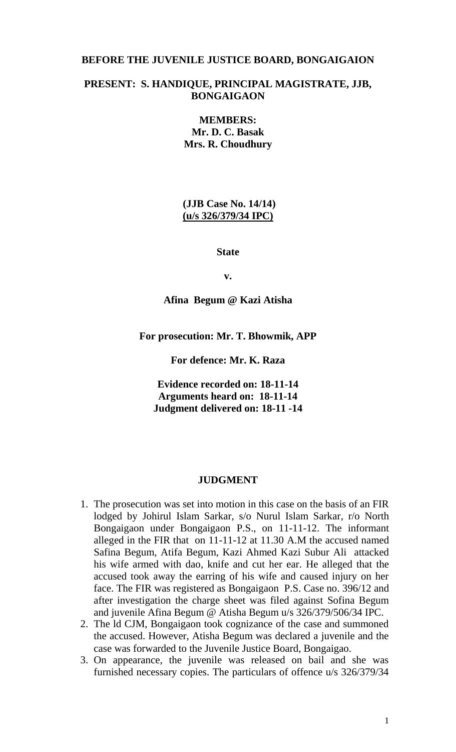**BEFORE THE JUVENILE JUSTICE BOARD, BONGAIGAION**

**PRESENT: S. HANDIQUE, PRINCIPAL MAGISTRATE, JJB, BONGAIGAON**

**MEMBERS:**
**Mr. D. C. Basak**
**Mrs. R. Choudhury**

**(JJB Case No. 14/14)**
**(u/s 326/379/34 IPC)**

**State**

**v.**

**Afina Begum @ Kazi Atisha**

**For prosecution: Mr. T. Bhowmik, APP**

**For defence: Mr. K. Raza**

**Evidence recorded on: 18-11-14**
**Arguments heard on: 18-11-14**
**Judgment delivered on: 18-11 -14**

## JUDGMENT

1. The prosecution was set into motion in this case on the basis of an FIR lodged by Johirul Islam Sarkar, s/o Nurul Islam Sarkar, r/o North Bongaigaon under Bongaigaon P.S., on 11-11-12. The informant alleged in the FIR that on 11-11-12 at 11.30 A.M the accused named Safina Begum, Atifa Begum, Kazi Ahmed Kazi Subur Ali attacked his wife armed with dao, knife and cut her ear. He alleged that the accused took away the earring of his wife and caused injury on her face. The FIR was registered as Bongaigaon P.S. Case no. 396/12 and after investigation the charge sheet was filed against Sofina Begum and juvenile Afina Begum @ Atisha Begum u/s 326/379/506/34 IPC.
2. The ld CJM, Bongaigaon took cognizance of the case and summoned the accused. However, Atisha Begum was declared a juvenile and the case was forwarded to the Juvenile Justice Board, Bongaigao.
3. On appearance, the juvenile was released on bail and she was furnished necessary copies. The particulars of offence u/s 326/379/34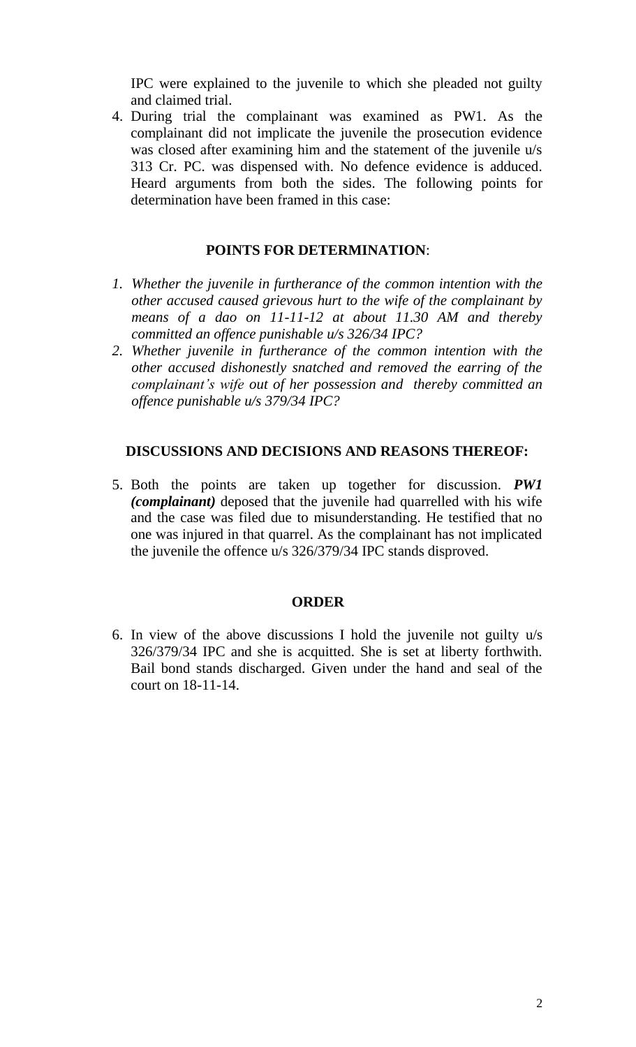IPC were explained to the juvenile to which she pleaded not guilty and claimed trial.

4. During trial the complainant was examined as PW1. As the complainant did not implicate the juvenile the prosecution evidence was closed after examining him and the statement of the juvenile u/s 313 Cr. PC. was dispensed with. No defence evidence is adduced. Heard arguments from both the sides. The following points for determination have been framed in this case:

**POINTS FOR DETERMINATION**:

1. *Whether the juvenile in furtherance of the common intention with the other accused caused grievous hurt to the wife of the complainant by means of a dao on 11-11-12 at about 11.30 AM and thereby committed an offence punishable u/s 326/34 IPC?*
2. *Whether juvenile in furtherance of the common intention with the other accused dishonestly snatched and removed the earring of the complainant's wife out of her possession and thereby committed an offence punishable u/s 379/34 IPC?*

**DISCUSSIONS AND DECISIONS AND REASONS THEREOF:**

5. Both the points are taken up together for discussion. ***PW1 (complainant)*** deposed that the juvenile had quarrelled with his wife and the case was filed due to misunderstanding. He testified that no one was injured in that quarrel. As the complainant has not implicated the juvenile the offence u/s 326/379/34 IPC stands disproved.

**ORDER**

6. In view of the above discussions I hold the juvenile not guilty u/s 326/379/34 IPC and she is acquitted. She is set at liberty forthwith. Bail bond stands discharged. Given under the hand and seal of the court on 18-11-14.